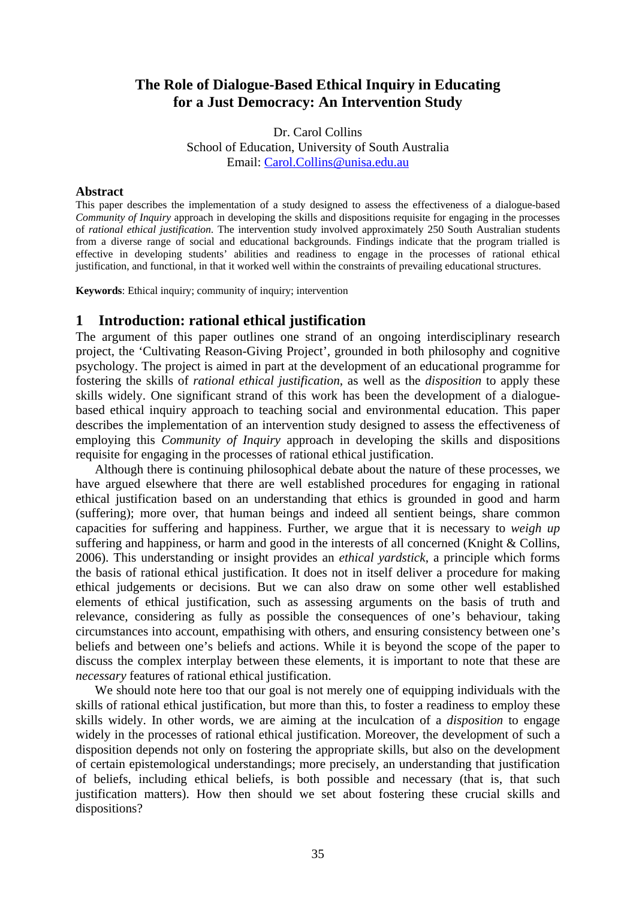# The Role of Dialogue-Based Ethical Inquiry in Educating for a Just Democracy: An Intervention Study

Dr. Carol Collins
School of Education, University of South Australia
Email: Carol.Collins@unisa.edu.au

## Abstract

This paper describes the implementation of a study designed to assess the effectiveness of a dialogue-based *Community of Inquiry* approach in developing the skills and dispositions requisite for engaging in the processes of *rational ethical justification.* The intervention study involved approximately 250 South Australian students from a diverse range of social and educational backgrounds. Findings indicate that the program trialled is effective in developing students' abilities and readiness to engage in the processes of rational ethical justification, and functional, in that it worked well within the constraints of prevailing educational structures.

**Keywords**: Ethical inquiry; community of inquiry; intervention

## 1 Introduction: rational ethical justification

The argument of this paper outlines one strand of an ongoing interdisciplinary research project, the 'Cultivating Reason-Giving Project', grounded in both philosophy and cognitive psychology. The project is aimed in part at the development of an educational programme for fostering the skills of *rational ethical justification*, as well as the *disposition* to apply these skills widely. One significant strand of this work has been the development of a dialogue-based ethical inquiry approach to teaching social and environmental education. This paper describes the implementation of an intervention study designed to assess the effectiveness of employing this *Community of Inquiry* approach in developing the skills and dispositions requisite for engaging in the processes of rational ethical justification.

Although there is continuing philosophical debate about the nature of these processes, we have argued elsewhere that there are well established procedures for engaging in rational ethical justification based on an understanding that ethics is grounded in good and harm (suffering); more over, that human beings and indeed all sentient beings, share common capacities for suffering and happiness. Further, we argue that it is necessary to *weigh up* suffering and happiness, or harm and good in the interests of all concerned (Knight & Collins, 2006). This understanding or insight provides an *ethical yardstick*, a principle which forms the basis of rational ethical justification. It does not in itself deliver a procedure for making ethical judgements or decisions. But we can also draw on some other well established elements of ethical justification, such as assessing arguments on the basis of truth and relevance, considering as fully as possible the consequences of one's behaviour, taking circumstances into account, empathising with others, and ensuring consistency between one's beliefs and between one's beliefs and actions. While it is beyond the scope of the paper to discuss the complex interplay between these elements, it is important to note that these are *necessary* features of rational ethical justification.

We should note here too that our goal is not merely one of equipping individuals with the skills of rational ethical justification, but more than this, to foster a readiness to employ these skills widely. In other words, we are aiming at the inculcation of a *disposition* to engage widely in the processes of rational ethical justification. Moreover, the development of such a disposition depends not only on fostering the appropriate skills, but also on the development of certain epistemological understandings; more precisely, an understanding that justification of beliefs, including ethical beliefs, is both possible and necessary (that is, that such justification matters). How then should we set about fostering these crucial skills and dispositions?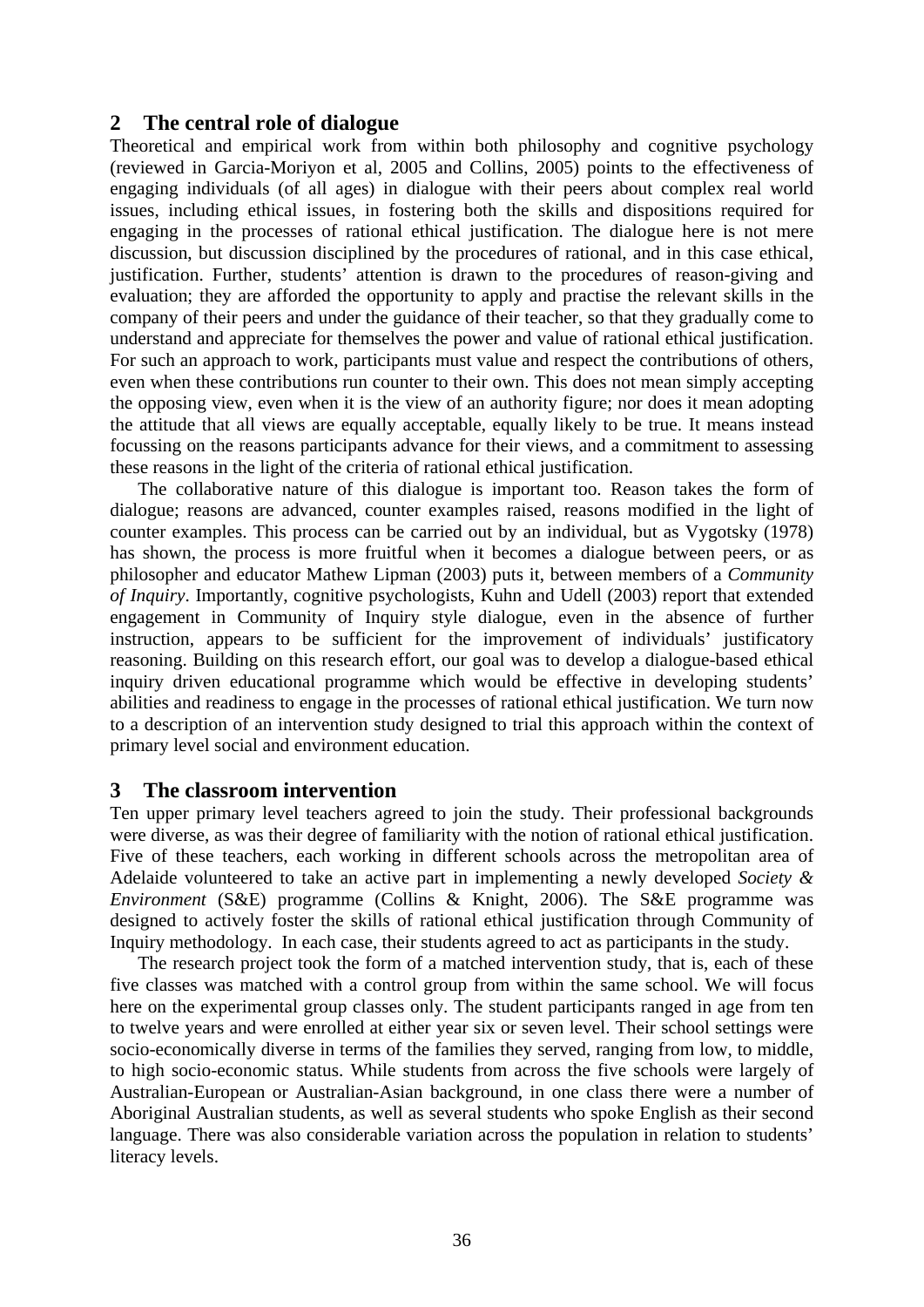## 2 The central role of dialogue

Theoretical and empirical work from within both philosophy and cognitive psychology (reviewed in Garcia-Moriyon et al, 2005 and Collins, 2005) points to the effectiveness of engaging individuals (of all ages) in dialogue with their peers about complex real world issues, including ethical issues, in fostering both the skills and dispositions required for engaging in the processes of rational ethical justification. The dialogue here is not mere discussion, but discussion disciplined by the procedures of rational, and in this case ethical, justification. Further, students' attention is drawn to the procedures of reason-giving and evaluation; they are afforded the opportunity to apply and practise the relevant skills in the company of their peers and under the guidance of their teacher, so that they gradually come to understand and appreciate for themselves the power and value of rational ethical justification. For such an approach to work, participants must value and respect the contributions of others, even when these contributions run counter to their own. This does not mean simply accepting the opposing view, even when it is the view of an authority figure; nor does it mean adopting the attitude that all views are equally acceptable, equally likely to be true. It means instead focussing on the reasons participants advance for their views, and a commitment to assessing these reasons in the light of the criteria of rational ethical justification.

The collaborative nature of this dialogue is important too. Reason takes the form of dialogue; reasons are advanced, counter examples raised, reasons modified in the light of counter examples. This process can be carried out by an individual, but as Vygotsky (1978) has shown, the process is more fruitful when it becomes a dialogue between peers, or as philosopher and educator Mathew Lipman (2003) puts it, between members of a *Community of Inquiry*. Importantly, cognitive psychologists, Kuhn and Udell (2003) report that extended engagement in Community of Inquiry style dialogue, even in the absence of further instruction, appears to be sufficient for the improvement of individuals' justificatory reasoning. Building on this research effort, our goal was to develop a dialogue-based ethical inquiry driven educational programme which would be effective in developing students' abilities and readiness to engage in the processes of rational ethical justification. We turn now to a description of an intervention study designed to trial this approach within the context of primary level social and environment education.

## 3 The classroom intervention

Ten upper primary level teachers agreed to join the study. Their professional backgrounds were diverse, as was their degree of familiarity with the notion of rational ethical justification. Five of these teachers, each working in different schools across the metropolitan area of Adelaide volunteered to take an active part in implementing a newly developed *Society & Environment* (S&E) programme (Collins & Knight, 2006). The S&E programme was designed to actively foster the skills of rational ethical justification through Community of Inquiry methodology. In each case, their students agreed to act as participants in the study.

The research project took the form of a matched intervention study, that is, each of these five classes was matched with a control group from within the same school. We will focus here on the experimental group classes only. The student participants ranged in age from ten to twelve years and were enrolled at either year six or seven level. Their school settings were socio-economically diverse in terms of the families they served, ranging from low, to middle, to high socio-economic status. While students from across the five schools were largely of Australian-European or Australian-Asian background, in one class there were a number of Aboriginal Australian students, as well as several students who spoke English as their second language. There was also considerable variation across the population in relation to students' literacy levels.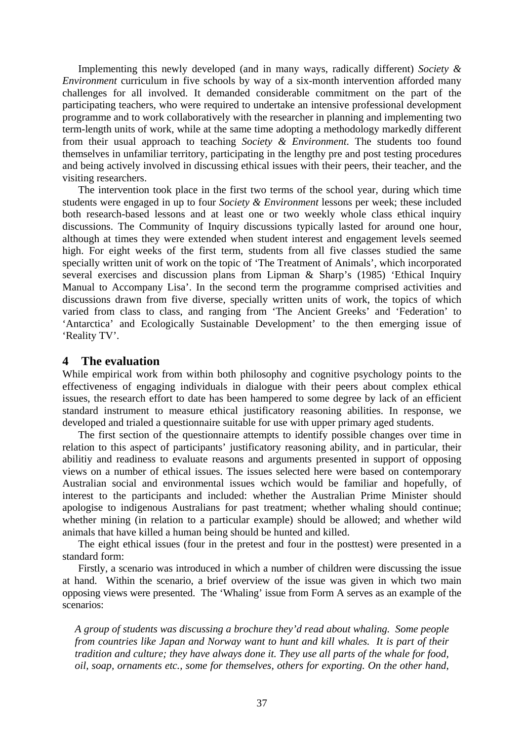Implementing this newly developed (and in many ways, radically different) *Society & Environment* curriculum in five schools by way of a six-month intervention afforded many challenges for all involved. It demanded considerable commitment on the part of the participating teachers, who were required to undertake an intensive professional development programme and to work collaboratively with the researcher in planning and implementing two term-length units of work, while at the same time adopting a methodology markedly different from their usual approach to teaching *Society & Environment*. The students too found themselves in unfamiliar territory, participating in the lengthy pre and post testing procedures and being actively involved in discussing ethical issues with their peers, their teacher, and the visiting researchers.

The intervention took place in the first two terms of the school year, during which time students were engaged in up to four *Society & Environment* lessons per week; these included both research-based lessons and at least one or two weekly whole class ethical inquiry discussions. The Community of Inquiry discussions typically lasted for around one hour, although at times they were extended when student interest and engagement levels seemed high. For eight weeks of the first term, students from all five classes studied the same specially written unit of work on the topic of 'The Treatment of Animals', which incorporated several exercises and discussion plans from Lipman & Sharp's (1985) 'Ethical Inquiry Manual to Accompany Lisa'. In the second term the programme comprised activities and discussions drawn from five diverse, specially written units of work, the topics of which varied from class to class, and ranging from 'The Ancient Greeks' and 'Federation' to 'Antarctica' and Ecologically Sustainable Development' to the then emerging issue of 'Reality TV'.

## 4 The evaluation

While empirical work from within both philosophy and cognitive psychology points to the effectiveness of engaging individuals in dialogue with their peers about complex ethical issues, the research effort to date has been hampered to some degree by lack of an efficient standard instrument to measure ethical justificatory reasoning abilities. In response, we developed and trialed a questionnaire suitable for use with upper primary aged students.

The first section of the questionnaire attempts to identify possible changes over time in relation to this aspect of participants' justificatory reasoning ability, and in particular, their abilitiy and readiness to evaluate reasons and arguments presented in support of opposing views on a number of ethical issues. The issues selected here were based on contemporary Australian social and environmental issues wchich would be familiar and hopefully, of interest to the participants and included: whether the Australian Prime Minister should apologise to indigenous Australians for past treatment; whether whaling should continue; whether mining (in relation to a particular example) should be allowed; and whether wild animals that have killed a human being should be hunted and killed.

The eight ethical issues (four in the pretest and four in the posttest) were presented in a standard form:

Firstly, a scenario was introduced in which a number of children were discussing the issue at hand. Within the scenario, a brief overview of the issue was given in which two main opposing views were presented. The 'Whaling' issue from Form A serves as an example of the scenarios:

*A group of students was discussing a brochure they'd read about whaling. Some people from countries like Japan and Norway want to hunt and kill whales. It is part of their tradition and culture; they have always done it. They use all parts of the whale for food, oil, soap, ornaments etc., some for themselves, others for exporting. On the other hand,*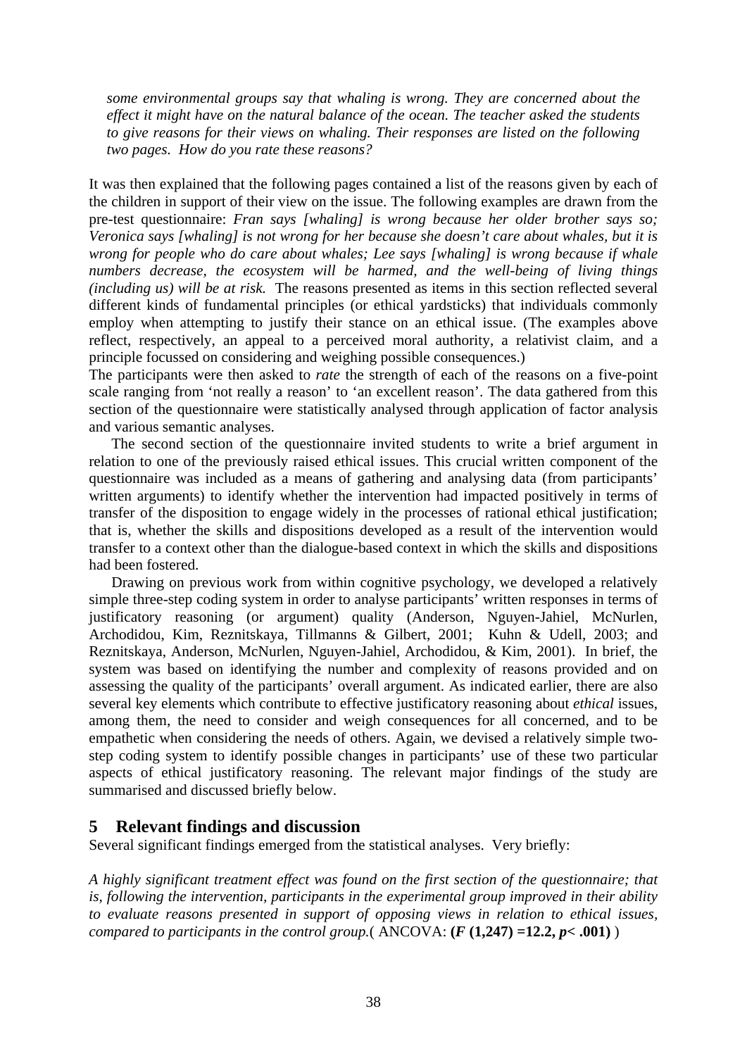*some environmental groups say that whaling is wrong. They are concerned about the effect it might have on the natural balance of the ocean. The teacher asked the students to give reasons for their views on whaling. Their responses are listed on the following two pages. How do you rate these reasons?*

It was then explained that the following pages contained a list of the reasons given by each of the children in support of their view on the issue. The following examples are drawn from the pre-test questionnaire: *Fran says [whaling] is wrong because her older brother says so; Veronica says [whaling] is not wrong for her because she doesn't care about whales, but it is wrong for people who do care about whales; Lee says [whaling] is wrong because if whale numbers decrease, the ecosystem will be harmed, and the well-being of living things (including us) will be at risk.* The reasons presented as items in this section reflected several different kinds of fundamental principles (or ethical yardsticks) that individuals commonly employ when attempting to justify their stance on an ethical issue. (The examples above reflect, respectively, an appeal to a perceived moral authority, a relativist claim, and a principle focussed on considering and weighing possible consequences.)

The participants were then asked to *rate* the strength of each of the reasons on a five-point scale ranging from 'not really a reason' to 'an excellent reason'. The data gathered from this section of the questionnaire were statistically analysed through application of factor analysis and various semantic analyses.

The second section of the questionnaire invited students to write a brief argument in relation to one of the previously raised ethical issues. This crucial written component of the questionnaire was included as a means of gathering and analysing data (from participants' written arguments) to identify whether the intervention had impacted positively in terms of transfer of the disposition to engage widely in the processes of rational ethical justification; that is, whether the skills and dispositions developed as a result of the intervention would transfer to a context other than the dialogue-based context in which the skills and dispositions had been fostered.

Drawing on previous work from within cognitive psychology, we developed a relatively simple three-step coding system in order to analyse participants' written responses in terms of justificatory reasoning (or argument) quality (Anderson, Nguyen-Jahiel, McNurlen, Archodidou, Kim, Reznitskaya, Tillmanns & Gilbert, 2001; Kuhn & Udell, 2003; and Reznitskaya, Anderson, McNurlen, Nguyen-Jahiel, Archodidou, & Kim, 2001). In brief, the system was based on identifying the number and complexity of reasons provided and on assessing the quality of the participants' overall argument. As indicated earlier, there are also several key elements which contribute to effective justificatory reasoning about *ethical* issues, among them, the need to consider and weigh consequences for all concerned, and to be empathetic when considering the needs of others. Again, we devised a relatively simple two-step coding system to identify possible changes in participants' use of these two particular aspects of ethical justificatory reasoning. The relevant major findings of the study are summarised and discussed briefly below.

## 5 Relevant findings and discussion

Several significant findings emerged from the statistical analyses. Very briefly:

*A highly significant treatment effect was found on the first section of the questionnaire; that is, following the intervention, participants in the experimental group improved in their ability to evaluate reasons presented in support of opposing views in relation to ethical issues, compared to participants in the control group.*( ANCOVA: **($F$ (1,247) =12.2, $p$< .001)** )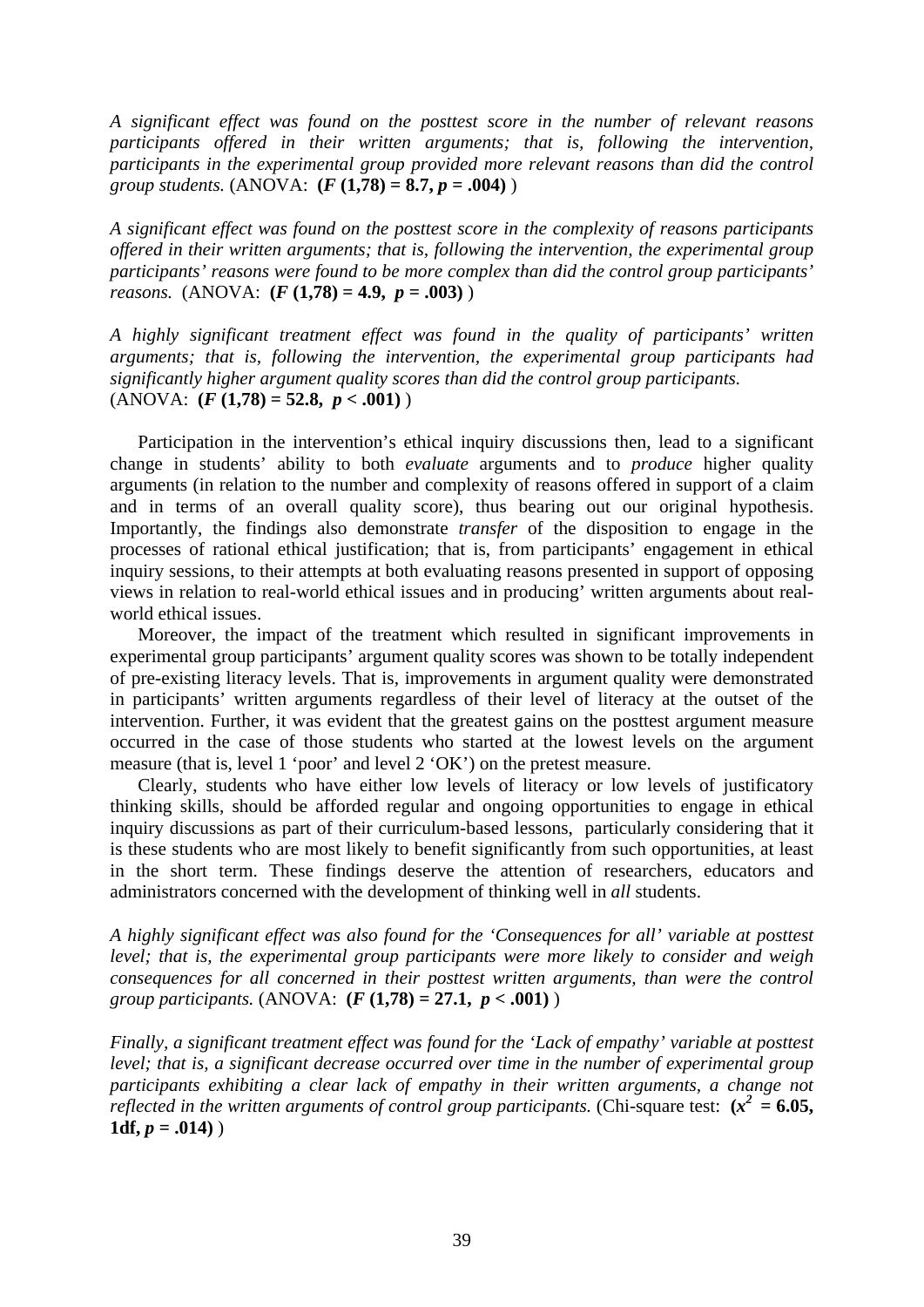*A significant effect was found on the posttest score in the number of relevant reasons participants offered in their written arguments; that is, following the intervention, participants in the experimental group provided more relevant reasons than did the control group students.* (ANOVA: **($F$ (1,78) = 8.7, $p$ = .004)** )

*A significant effect was found on the posttest score in the complexity of reasons participants offered in their written arguments; that is, following the intervention, the experimental group participants' reasons were found to be more complex than did the control group participants' reasons.* (ANOVA: **($F$ (1,78) = 4.9, $p$ = .003)** )

*A highly significant treatment effect was found in the quality of participants' written arguments; that is, following the intervention, the experimental group participants had significantly higher argument quality scores than did the control group participants.* (ANOVA: **($F$ (1,78) = 52.8, $p$ < .001)** )

Participation in the intervention's ethical inquiry discussions then, lead to a significant change in students' ability to both *evaluate* arguments and to *produce* higher quality arguments (in relation to the number and complexity of reasons offered in support of a claim and in terms of an overall quality score), thus bearing out our original hypothesis. Importantly, the findings also demonstrate *transfer* of the disposition to engage in the processes of rational ethical justification; that is, from participants' engagement in ethical inquiry sessions, to their attempts at both evaluating reasons presented in support of opposing views in relation to real-world ethical issues and in producing' written arguments about real-world ethical issues.

Moreover, the impact of the treatment which resulted in significant improvements in experimental group participants' argument quality scores was shown to be totally independent of pre-existing literacy levels. That is, improvements in argument quality were demonstrated in participants' written arguments regardless of their level of literacy at the outset of the intervention. Further, it was evident that the greatest gains on the posttest argument measure occurred in the case of those students who started at the lowest levels on the argument measure (that is, level 1 'poor' and level 2 'OK') on the pretest measure.

Clearly, students who have either low levels of literacy or low levels of justificatory thinking skills, should be afforded regular and ongoing opportunities to engage in ethical inquiry discussions as part of their curriculum-based lessons, particularly considering that it is these students who are most likely to benefit significantly from such opportunities, at least in the short term. These findings deserve the attention of researchers, educators and administrators concerned with the development of thinking well in *all* students.

*A highly significant effect was also found for the 'Consequences for all' variable at posttest level; that is, the experimental group participants were more likely to consider and weigh consequences for all concerned in their posttest written arguments, than were the control group participants.* (ANOVA: **($F$ (1,78) = 27.1, $p$ < .001)** )

*Finally, a significant treatment effect was found for the 'Lack of empathy' variable at posttest level; that is, a significant decrease occurred over time in the number of experimental group participants exhibiting a clear lack of empathy in their written arguments, a change not reflected in the written arguments of control group participants.* (Chi-square test: **($x^2$ = 6.05, 1df, $p$ = .014)** )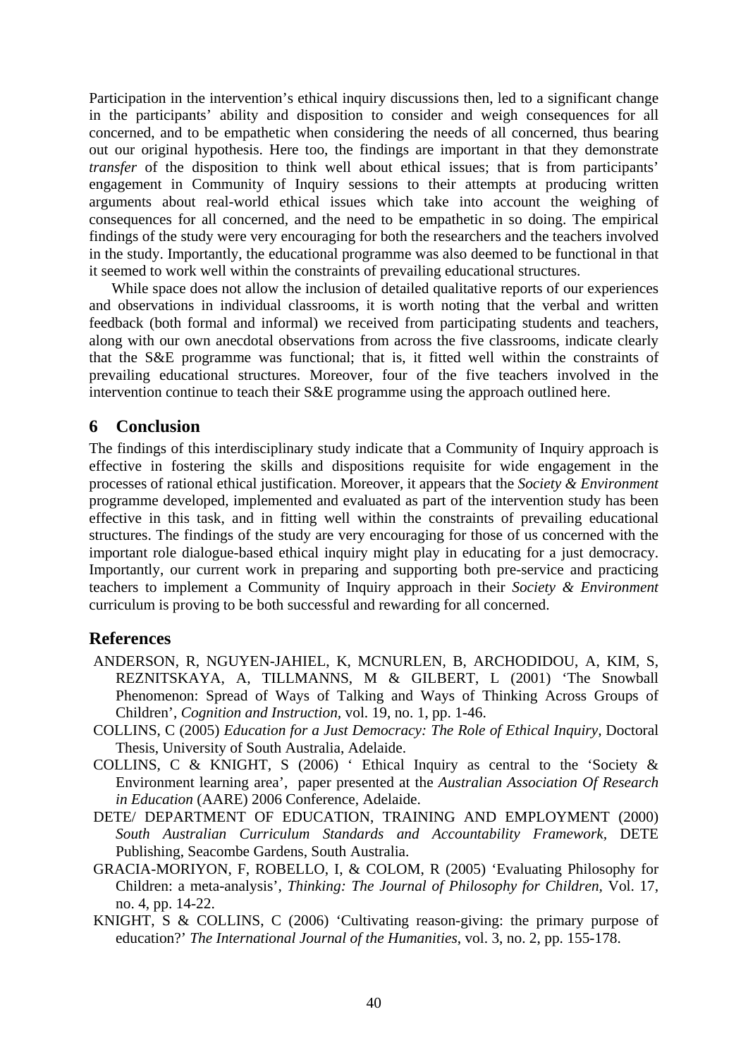Participation in the intervention's ethical inquiry discussions then, led to a significant change in the participants' ability and disposition to consider and weigh consequences for all concerned, and to be empathetic when considering the needs of all concerned, thus bearing out our original hypothesis. Here too, the findings are important in that they demonstrate *transfer* of the disposition to think well about ethical issues; that is from participants' engagement in Community of Inquiry sessions to their attempts at producing written arguments about real-world ethical issues which take into account the weighing of consequences for all concerned, and the need to be empathetic in so doing. The empirical findings of the study were very encouraging for both the researchers and the teachers involved in the study. Importantly, the educational programme was also deemed to be functional in that it seemed to work well within the constraints of prevailing educational structures.

While space does not allow the inclusion of detailed qualitative reports of our experiences and observations in individual classrooms, it is worth noting that the verbal and written feedback (both formal and informal) we received from participating students and teachers, along with our own anecdotal observations from across the five classrooms, indicate clearly that the S&E programme was functional; that is, it fitted well within the constraints of prevailing educational structures. Moreover, four of the five teachers involved in the intervention continue to teach their S&E programme using the approach outlined here.

## 6 Conclusion

The findings of this interdisciplinary study indicate that a Community of Inquiry approach is effective in fostering the skills and dispositions requisite for wide engagement in the processes of rational ethical justification. Moreover, it appears that the *Society & Environment* programme developed, implemented and evaluated as part of the intervention study has been effective in this task, and in fitting well within the constraints of prevailing educational structures. The findings of the study are very encouraging for those of us concerned with the important role dialogue-based ethical inquiry might play in educating for a just democracy. Importantly, our current work in preparing and supporting both pre-service and practicing teachers to implement a Community of Inquiry approach in their *Society & Environment* curriculum is proving to be both successful and rewarding for all concerned.

## References

ANDERSON, R, NGUYEN-JAHIEL, K, MCNURLEN, B, ARCHODIDOU, A, KIM, S, REZNITSKAYA, A, TILLMANNS, M & GILBERT, L (2001) 'The Snowball Phenomenon: Spread of Ways of Talking and Ways of Thinking Across Groups of Children', *Cognition and Instruction*, vol. 19, no. 1, pp. 1-46.

COLLINS, C (2005) *Education for a Just Democracy: The Role of Ethical Inquiry*, Doctoral Thesis, University of South Australia, Adelaide.

COLLINS, C & KNIGHT, S (2006) ' Ethical Inquiry as central to the 'Society & Environment learning area', paper presented at the *Australian Association Of Research in Education* (AARE) 2006 Conference, Adelaide.

DETE/ DEPARTMENT OF EDUCATION, TRAINING AND EMPLOYMENT (2000) *South Australian Curriculum Standards and Accountability Framework*, DETE Publishing, Seacombe Gardens, South Australia.

GRACIA-MORIYON, F, ROBELLO, I, & COLOM, R (2005) 'Evaluating Philosophy for Children: a meta-analysis', *Thinking: The Journal of Philosophy for Children*, Vol. 17, no. 4, pp. 14-22.

KNIGHT, S & COLLINS, C (2006) 'Cultivating reason-giving: the primary purpose of education?' *The International Journal of the Humanities*, vol. 3, no. 2, pp. 155-178.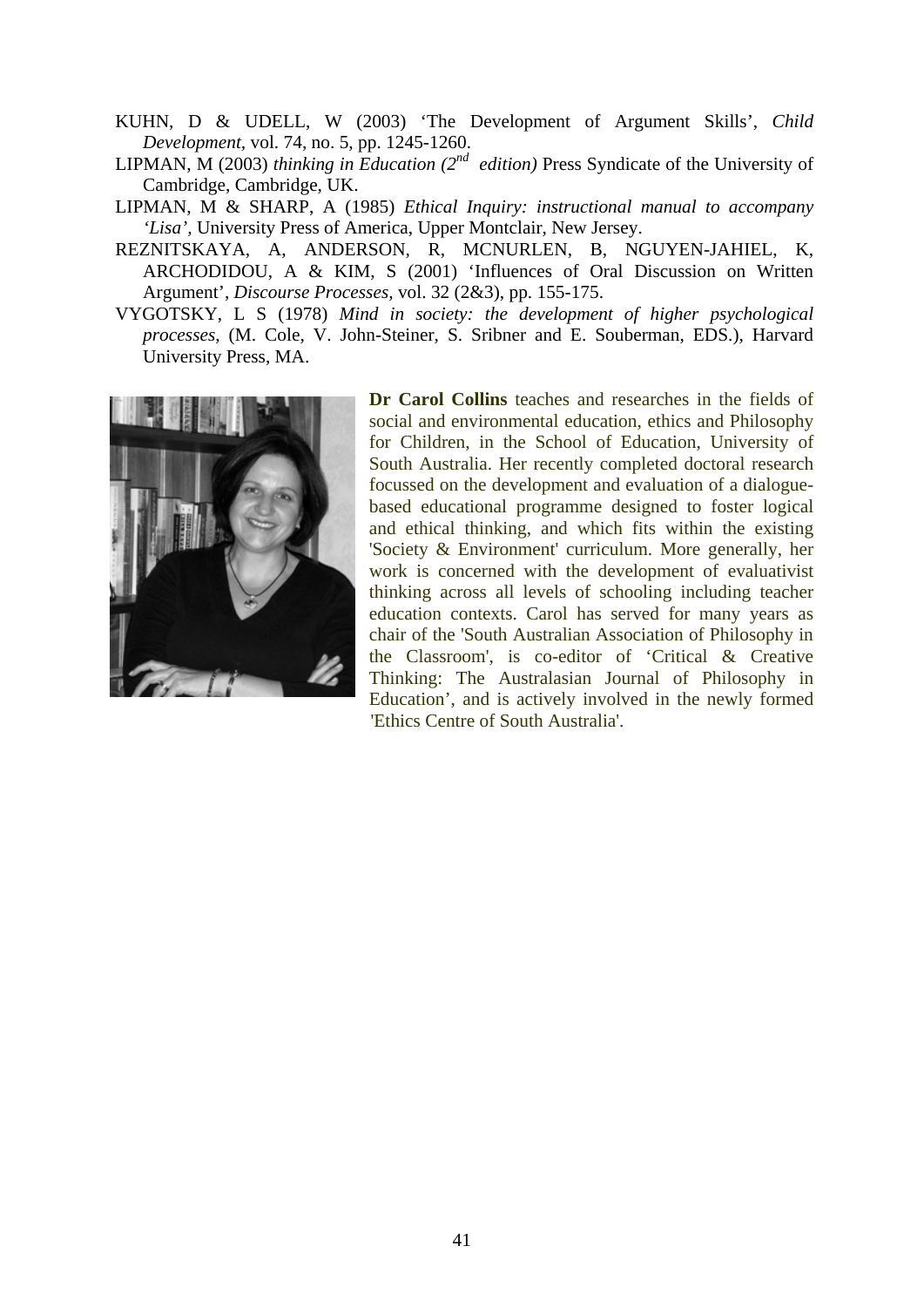KUHN, D & UDELL, W (2003) 'The Development of Argument Skills', *Child Development*, vol. 74, no. 5, pp. 1245-1260.

LIPMAN, M (2003) *thinking in Education (2nd edition)* Press Syndicate of the University of Cambridge, Cambridge, UK.

LIPMAN, M & SHARP, A (1985) *Ethical Inquiry: instructional manual to accompany 'Lisa'*, University Press of America, Upper Montclair, New Jersey.

REZNITSKAYA, A, ANDERSON, R, MCNURLEN, B, NGUYEN-JAHIEL, K, ARCHODIDOU, A & KIM, S (2001) 'Influences of Oral Discussion on Written Argument', *Discourse Processes*, vol. 32 (2&3), pp. 155-175.

VYGOTSKY, L S (1978) *Mind in society: the development of higher psychological processes*, (M. Cole, V. John-Steiner, S. Sribner and E. Souberman, EDS.), Harvard University Press, MA.

**Dr Carol Collins** teaches and researches in the fields of social and environmental education, ethics and Philosophy for Children, in the School of Education, University of South Australia. Her recently completed doctoral research focussed on the development and evaluation of a dialogue-based educational programme designed to foster logical and ethical thinking, and which fits within the existing 'Society & Environment' curriculum. More generally, her work is concerned with the development of evaluativist thinking across all levels of schooling including teacher education contexts. Carol has served for many years as chair of the 'South Australian Association of Philosophy in the Classroom', is co-editor of 'Critical & Creative Thinking: The Australasian Journal of Philosophy in Education', and is actively involved in the newly formed 'Ethics Centre of South Australia'.